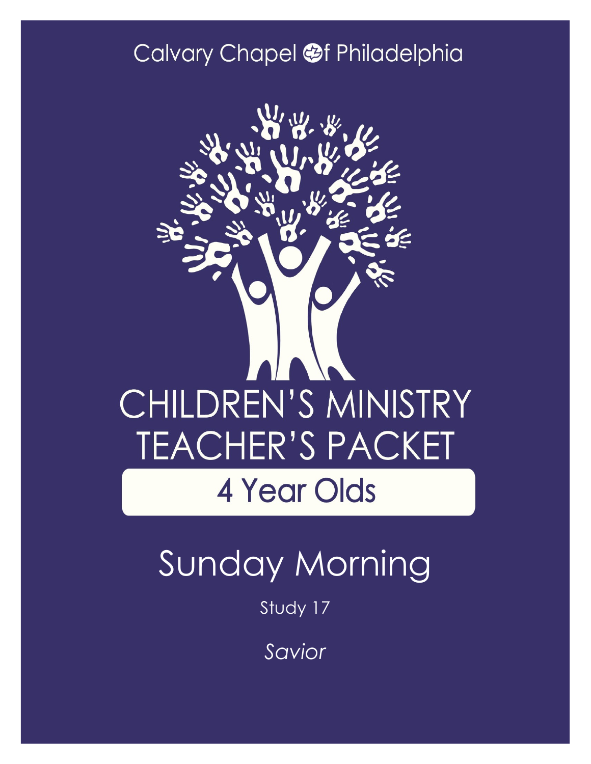Calvary Chapel of Philadelphia

# CHILDREN'S MINISTRY TEACHER'S PACKET

## 4 Year Olds

# Sunday Morning

Study 17

*Savior*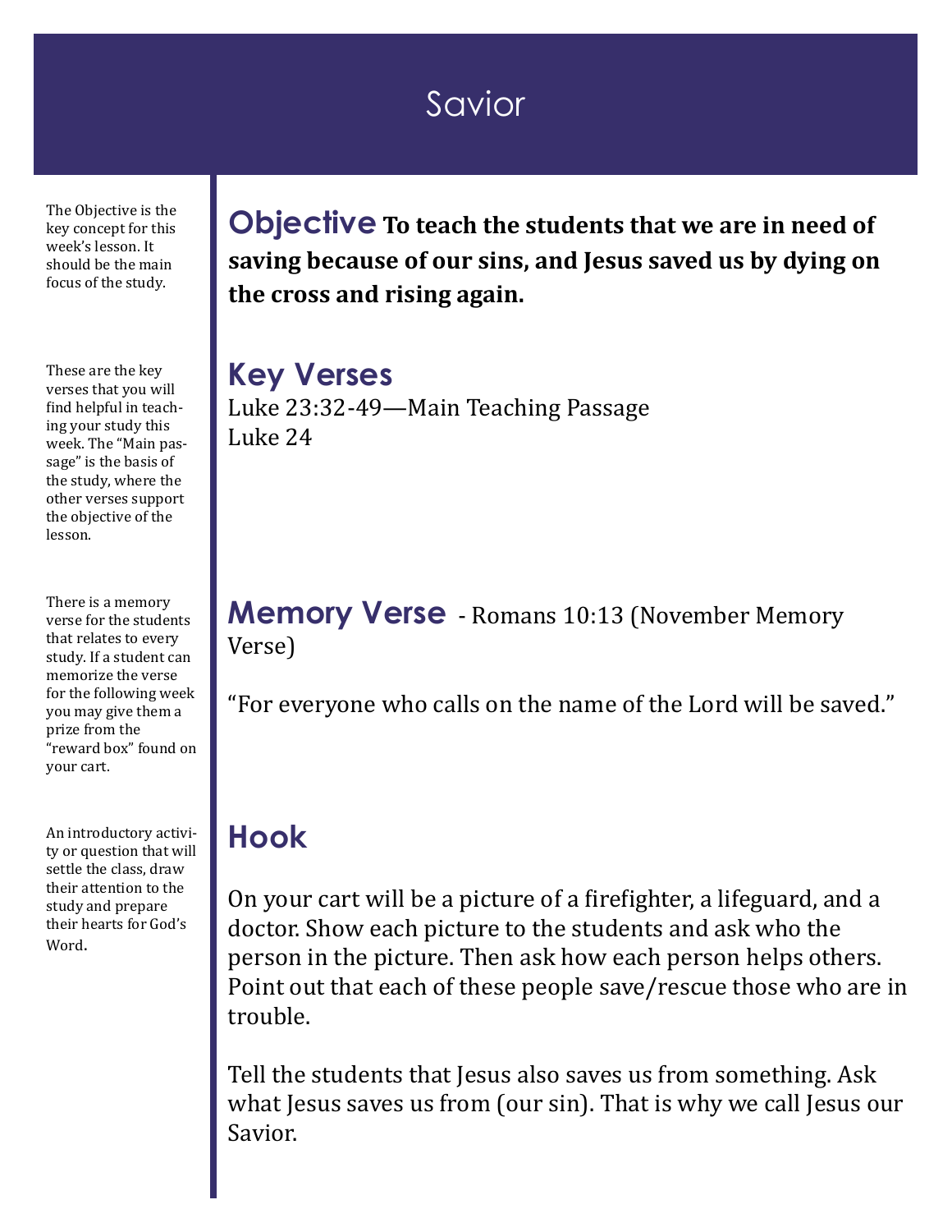# Savior

The Objective is the key concept for this week's lesson. It should be the main focus of the study.

## Objective

**To teach the students that we are in need of saving because of our sins, and Jesus saved us by dying on the cross and rising again.**

These are the key verses that you will find helpful in teaching your study this week. The "Main passage" is the basis of the study, where the other verses support the objective of the lesson.

## Key Verses

Luke 23:32-49—Main Teaching Passage
Luke 24

There is a memory verse for the students that relates to every study. If a student can memorize the verse for the following week you may give them a prize from the "reward box" found on your cart.

## Memory Verse - Romans 10:13 (November Memory Verse)

"For everyone who calls on the name of the Lord will be saved."

An introductory activity or question that will settle the class, draw their attention to the study and prepare their hearts for God's Word.

## Hook

On your cart will be a picture of a firefighter, a lifeguard, and a doctor. Show each picture to the students and ask who the person in the picture. Then ask how each person helps others. Point out that each of these people save/rescue those who are in trouble.

Tell the students that Jesus also saves us from something. Ask what Jesus saves us from (our sin). That is why we call Jesus our Savior.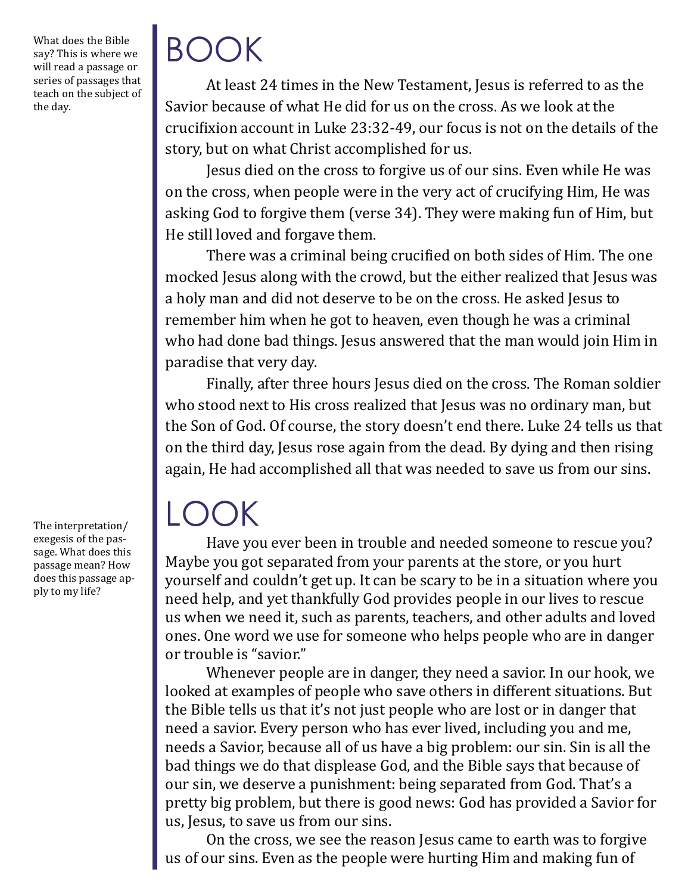What does the Bible say? This is where we will read a passage or series of passages that teach on the subject of the day.

# BOOK

At least 24 times in the New Testament, Jesus is referred to as the Savior because of what He did for us on the cross. As we look at the crucifixion account in Luke 23:32-49, our focus is not on the details of the story, but on what Christ accomplished for us.

Jesus died on the cross to forgive us of our sins. Even while He was on the cross, when people were in the very act of crucifying Him, He was asking God to forgive them (verse 34). They were making fun of Him, but He still loved and forgave them.

There was a criminal being crucified on both sides of Him. The one mocked Jesus along with the crowd, but the either realized that Jesus was a holy man and did not deserve to be on the cross. He asked Jesus to remember him when he got to heaven, even though he was a criminal who had done bad things. Jesus answered that the man would join Him in paradise that very day.

Finally, after three hours Jesus died on the cross. The Roman soldier who stood next to His cross realized that Jesus was no ordinary man, but the Son of God. Of course, the story doesn't end there. Luke 24 tells us that on the third day, Jesus rose again from the dead. By dying and then rising again, He had accomplished all that was needed to save us from our sins.

The interpretation/exegesis of the passage. What does this passage mean? How does this passage apply to my life?

# LOOK

Have you ever been in trouble and needed someone to rescue you? Maybe you got separated from your parents at the store, or you hurt yourself and couldn't get up. It can be scary to be in a situation where you need help, and yet thankfully God provides people in our lives to rescue us when we need it, such as parents, teachers, and other adults and loved ones. One word we use for someone who helps people who are in danger or trouble is "savior."

Whenever people are in danger, they need a savior. In our hook, we looked at examples of people who save others in different situations. But the Bible tells us that it's not just people who are lost or in danger that need a savior. Every person who has ever lived, including you and me, needs a Savior, because all of us have a big problem: our sin. Sin is all the bad things we do that displease God, and the Bible says that because of our sin, we deserve a punishment: being separated from God. That's a pretty big problem, but there is good news: God has provided a Savior for us, Jesus, to save us from our sins.

On the cross, we see the reason Jesus came to earth was to forgive us of our sins. Even as the people were hurting Him and making fun of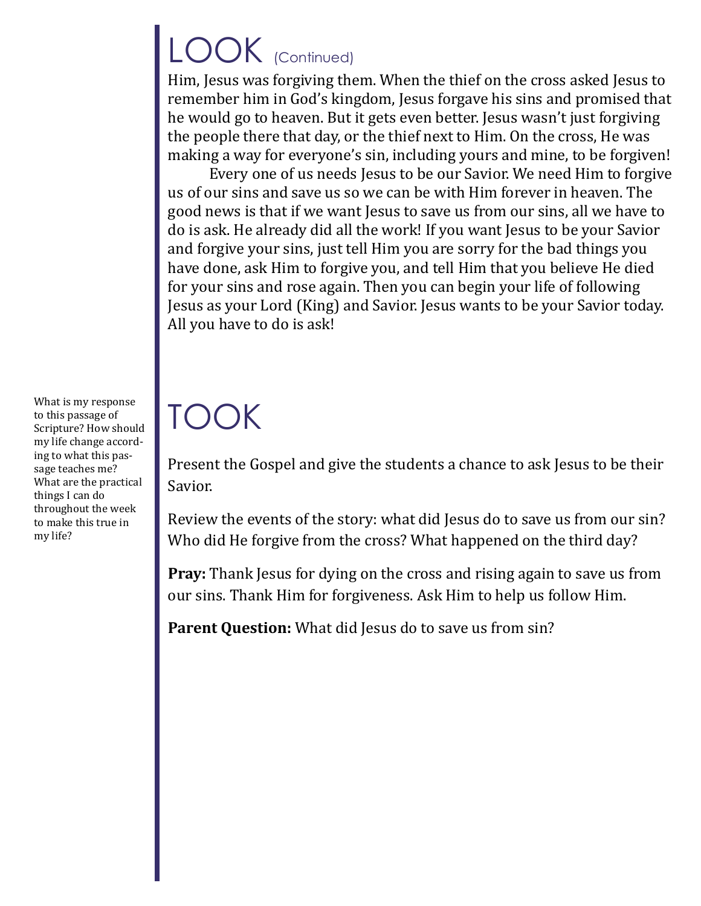# LOOK (Continued)

Him, Jesus was forgiving them. When the thief on the cross asked Jesus to remember him in God's kingdom, Jesus forgave his sins and promised that he would go to heaven. But it gets even better. Jesus wasn't just forgiving the people there that day, or the thief next to Him. On the cross, He was making a way for everyone's sin, including yours and mine, to be forgiven!

Every one of us needs Jesus to be our Savior. We need Him to forgive us of our sins and save us so we can be with Him forever in heaven. The good news is that if we want Jesus to save us from our sins, all we have to do is ask. He already did all the work! If you want Jesus to be your Savior and forgive your sins, just tell Him you are sorry for the bad things you have done, ask Him to forgive you, and tell Him that you believe He died for your sins and rose again. Then you can begin your life of following Jesus as your Lord (King) and Savior. Jesus wants to be your Savior today. All you have to do is ask!

# TOOK

What is my response to this passage of Scripture? How should my life change according to what this passage teaches me? What are the practical things I can do throughout the week to make this true in my life?

Present the Gospel and give the students a chance to ask Jesus to be their Savior.

Review the events of the story: what did Jesus do to save us from our sin? Who did He forgive from the cross? What happened on the third day?

**Pray:** Thank Jesus for dying on the cross and rising again to save us from our sins. Thank Him for forgiveness. Ask Him to help us follow Him.

**Parent Question:** What did Jesus do to save us from sin?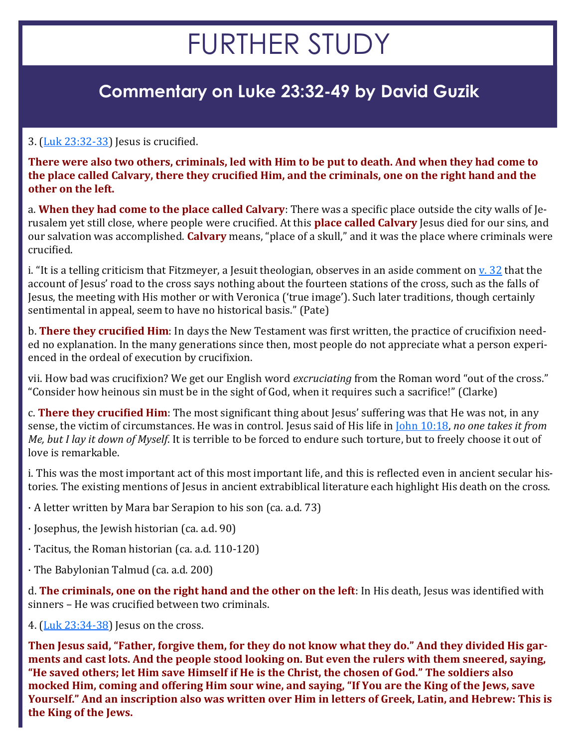# FURTHER STUDY

## Commentary on Luke 23:32-49 by David Guzik

3. (Luk 23:32-33) Jesus is crucified.

**There were also two others, criminals, led with Him to be put to death. And when they had come to the place called Calvary, there they crucified Him, and the criminals, one on the right hand and the other on the left.**

a. **When they had come to the place called Calvary**: There was a specific place outside the city walls of Jerusalem yet still close, where people were crucified. At this **place called Calvary** Jesus died for our sins, and our salvation was accomplished. **Calvary** means, "place of a skull," and it was the place where criminals were crucified.

i. "It is a telling criticism that Fitzmeyer, a Jesuit theologian, observes in an aside comment on v. 32 that the account of Jesus' road to the cross says nothing about the fourteen stations of the cross, such as the falls of Jesus, the meeting with His mother or with Veronica ('true image'). Such later traditions, though certainly sentimental in appeal, seem to have no historical basis." (Pate)

b. **There they crucified Him**: In days the New Testament was first written, the practice of crucifixion needed no explanation. In the many generations since then, most people do not appreciate what a person experienced in the ordeal of execution by crucifixion.

vii. How bad was crucifixion? We get our English word *excruciating* from the Roman word "out of the cross." "Consider how heinous sin must be in the sight of God, when it requires such a sacrifice!" (Clarke)

c. **There they crucified Him**: The most significant thing about Jesus' suffering was that He was not, in any sense, the victim of circumstances. He was in control. Jesus said of His life in John 10:18, *no one takes it from Me, but I lay it down of Myself*. It is terrible to be forced to endure such torture, but to freely choose it out of love is remarkable.

i. This was the most important act of this most important life, and this is reflected even in ancient secular histories. The existing mentions of Jesus in ancient extrabiblical literature each highlight His death on the cross.

· A letter written by Mara bar Serapion to his son (ca. a.d. 73)

· Josephus, the Jewish historian (ca. a.d. 90)

· Tacitus, the Roman historian (ca. a.d. 110-120)

· The Babylonian Talmud (ca. a.d. 200)

d. **The criminals, one on the right hand and the other on the left**: In His death, Jesus was identified with sinners – He was crucified between two criminals.

4. (Luk 23:34-38) Jesus on the cross.

**Then Jesus said, "Father, forgive them, for they do not know what they do." And they divided His garments and cast lots. And the people stood looking on. But even the rulers with them sneered, saying, "He saved others; let Him save Himself if He is the Christ, the chosen of God." The soldiers also mocked Him, coming and offering Him sour wine, and saying, "If You are the King of the Jews, save Yourself." And an inscription also was written over Him in letters of Greek, Latin, and Hebrew: This is the King of the Jews.**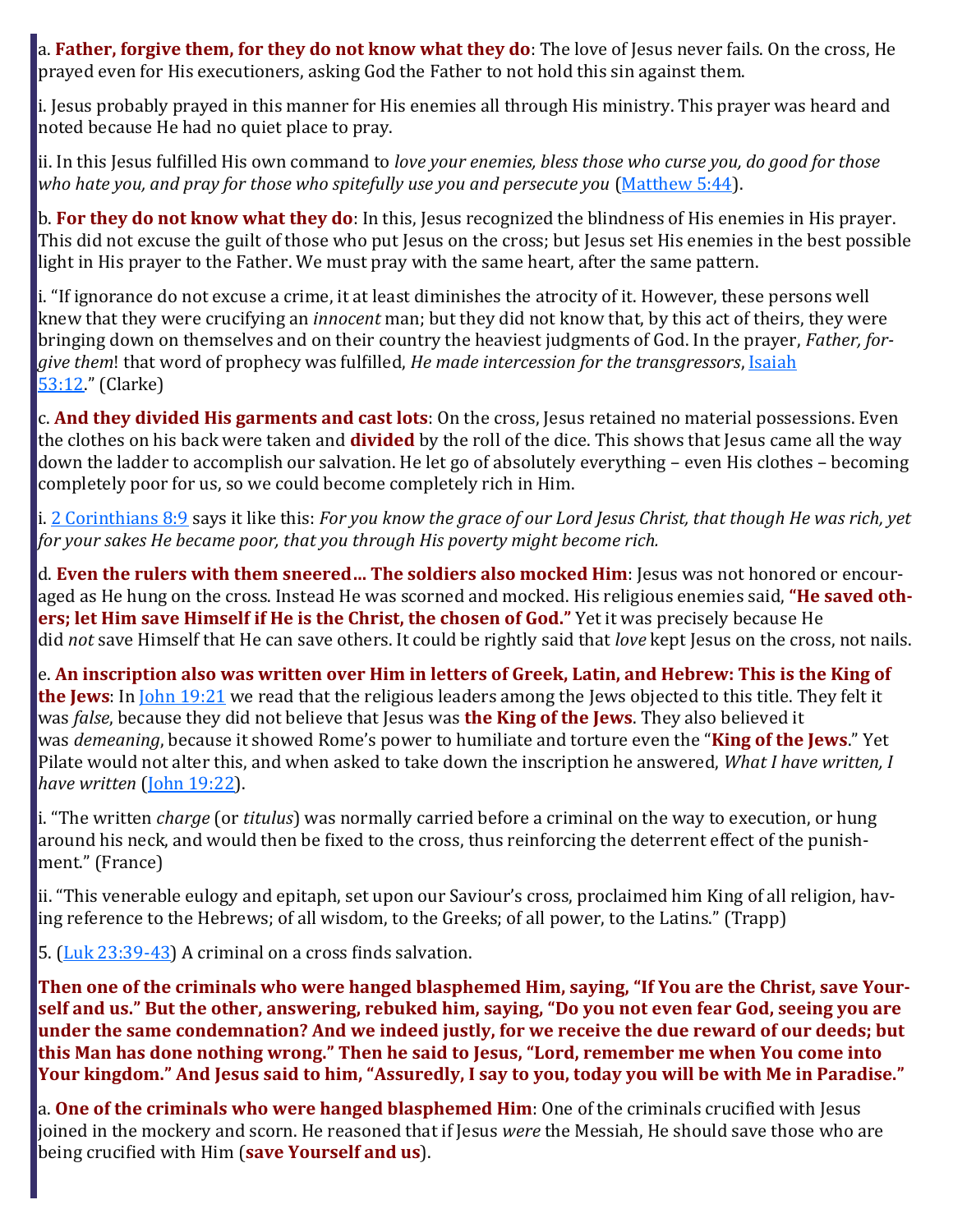a. **Father, forgive them, for they do not know what they do**: The love of Jesus never fails. On the cross, He prayed even for His executioners, asking God the Father to not hold this sin against them.

i. Jesus probably prayed in this manner for His enemies all through His ministry. This prayer was heard and noted because He had no quiet place to pray.

ii. In this Jesus fulfilled His own command to *love your enemies, bless those who curse you, do good for those who hate you, and pray for those who spitefully use you and persecute you* (Matthew 5:44).

b. **For they do not know what they do**: In this, Jesus recognized the blindness of His enemies in His prayer. This did not excuse the guilt of those who put Jesus on the cross; but Jesus set His enemies in the best possible light in His prayer to the Father. We must pray with the same heart, after the same pattern.

i. "If ignorance do not excuse a crime, it at least diminishes the atrocity of it. However, these persons well knew that they were crucifying an *innocent* man; but they did not know that, by this act of theirs, they were bringing down on themselves and on their country the heaviest judgments of God. In the prayer, *Father, forgive them*! that word of prophecy was fulfilled, *He made intercession for the transgressors*, Isaiah 53:12." (Clarke)

c. **And they divided His garments and cast lots**: On the cross, Jesus retained no material possessions. Even the clothes on his back were taken and **divided** by the roll of the dice. This shows that Jesus came all the way down the ladder to accomplish our salvation. He let go of absolutely everything – even His clothes – becoming completely poor for us, so we could become completely rich in Him.

i. 2 Corinthians 8:9 says it like this: *For you know the grace of our Lord Jesus Christ, that though He was rich, yet for your sakes He became poor, that you through His poverty might become rich.*

d. **Even the rulers with them sneered… The soldiers also mocked Him**: Jesus was not honored or encouraged as He hung on the cross. Instead He was scorned and mocked. His religious enemies said, **"He saved others; let Him save Himself if He is the Christ, the chosen of God."** Yet it was precisely because He did *not* save Himself that He can save others. It could be rightly said that *love* kept Jesus on the cross, not nails.

e. **An inscription also was written over Him in letters of Greek, Latin, and Hebrew: This is the King of the Jews**: In John 19:21 we read that the religious leaders among the Jews objected to this title. They felt it was *false*, because they did not believe that Jesus was **the King of the Jews**. They also believed it was *demeaning*, because it showed Rome's power to humiliate and torture even the "**King of the Jews**." Yet Pilate would not alter this, and when asked to take down the inscription he answered, *What I have written, I have written* (John 19:22).

i. "The written *charge* (or *titulus*) was normally carried before a criminal on the way to execution, or hung around his neck, and would then be fixed to the cross, thus reinforcing the deterrent effect of the punishment." (France)

ii. "This venerable eulogy and epitaph, set upon our Saviour's cross, proclaimed him King of all religion, having reference to the Hebrews; of all wisdom, to the Greeks; of all power, to the Latins." (Trapp)

5. (Luk 23:39-43) A criminal on a cross finds salvation.

**Then one of the criminals who were hanged blasphemed Him, saying, "If You are the Christ, save Yourself and us." But the other, answering, rebuked him, saying, "Do you not even fear God, seeing you are under the same condemnation? And we indeed justly, for we receive the due reward of our deeds; but this Man has done nothing wrong." Then he said to Jesus, "Lord, remember me when You come into Your kingdom." And Jesus said to him, "Assuredly, I say to you, today you will be with Me in Paradise."**

a. **One of the criminals who were hanged blasphemed Him**: One of the criminals crucified with Jesus joined in the mockery and scorn. He reasoned that if Jesus *were* the Messiah, He should save those who are being crucified with Him (**save Yourself and us**).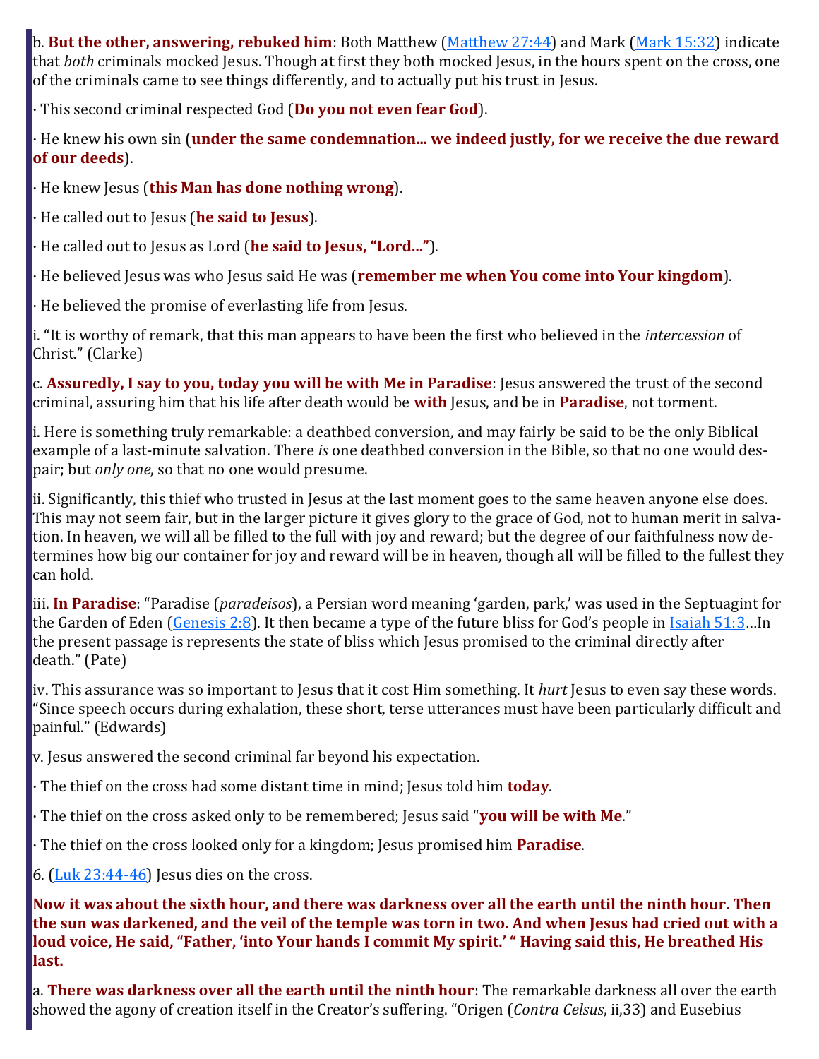b. **But the other, answering, rebuked him**: Both Matthew (Matthew 27:44) and Mark (Mark 15:32) indicate that *both* criminals mocked Jesus. Though at first they both mocked Jesus, in the hours spent on the cross, one of the criminals came to see things differently, and to actually put his trust in Jesus.

· This second criminal respected God (**Do you not even fear God**).

· He knew his own sin (**under the same condemnation... we indeed justly, for we receive the due reward of our deeds**).

· He knew Jesus (**this Man has done nothing wrong**).

· He called out to Jesus (**he said to Jesus**).

· He called out to Jesus as Lord (**he said to Jesus, "Lord..."**).

· He believed Jesus was who Jesus said He was (**remember me when You come into Your kingdom**).

· He believed the promise of everlasting life from Jesus.

i. "It is worthy of remark, that this man appears to have been the first who believed in the *intercession* of Christ." (Clarke)

c. **Assuredly, I say to you, today you will be with Me in Paradise**: Jesus answered the trust of the second criminal, assuring him that his life after death would be **with** Jesus, and be in **Paradise**, not torment.

i. Here is something truly remarkable: a deathbed conversion, and may fairly be said to be the only Biblical example of a last-minute salvation. There *is* one deathbed conversion in the Bible, so that no one would despair; but *only one*, so that no one would presume.

ii. Significantly, this thief who trusted in Jesus at the last moment goes to the same heaven anyone else does. This may not seem fair, but in the larger picture it gives glory to the grace of God, not to human merit in salvation. In heaven, we will all be filled to the full with joy and reward; but the degree of our faithfulness now determines how big our container for joy and reward will be in heaven, though all will be filled to the fullest they can hold.

iii. **In Paradise**: "Paradise (*paradeisos*), a Persian word meaning 'garden, park,' was used in the Septuagint for the Garden of Eden (Genesis 2:8). It then became a type of the future bliss for God's people in Isaiah 51:3…In the present passage is represents the state of bliss which Jesus promised to the criminal directly after death." (Pate)

iv. This assurance was so important to Jesus that it cost Him something. It *hurt* Jesus to even say these words. "Since speech occurs during exhalation, these short, terse utterances must have been particularly difficult and painful." (Edwards)

v. Jesus answered the second criminal far beyond his expectation.

· The thief on the cross had some distant time in mind; Jesus told him **today**.

· The thief on the cross asked only to be remembered; Jesus said "**you will be with Me**."

· The thief on the cross looked only for a kingdom; Jesus promised him **Paradise**.

6. (Luk 23:44-46) Jesus dies on the cross.

**Now it was about the sixth hour, and there was darkness over all the earth until the ninth hour. Then the sun was darkened, and the veil of the temple was torn in two. And when Jesus had cried out with a loud voice, He said, "Father, 'into Your hands I commit My spirit.' " Having said this, He breathed His last.**

a. **There was darkness over all the earth until the ninth hour**: The remarkable darkness all over the earth showed the agony of creation itself in the Creator's suffering. "Origen (*Contra Celsus*, ii,33) and Eusebius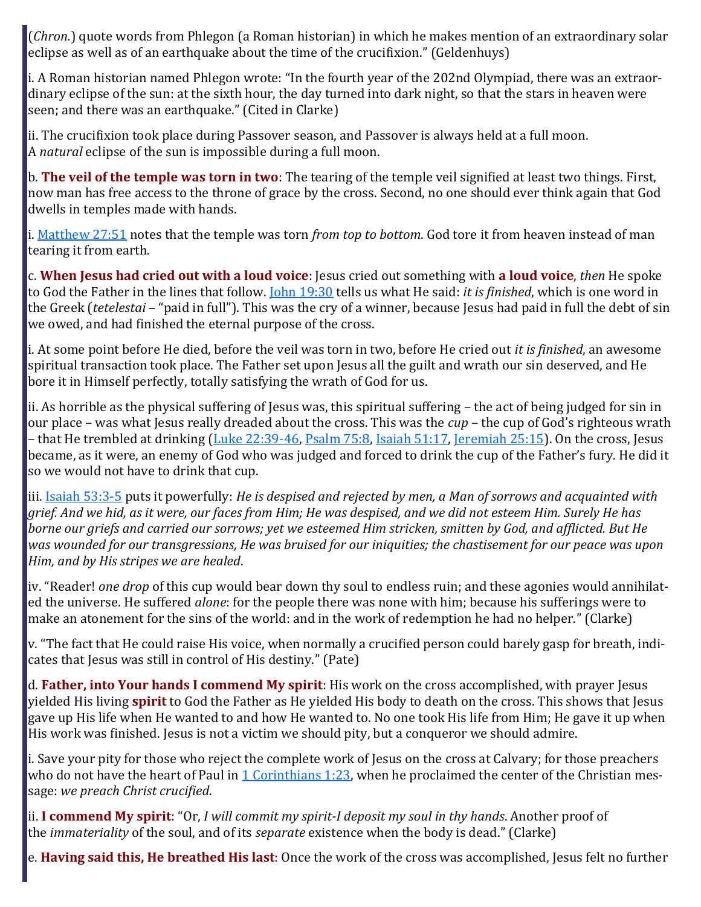(*Chron.*) quote words from Phlegon (a Roman historian) in which he makes mention of an extraordinary solar eclipse as well as of an earthquake about the time of the crucifixion." (Geldenhuys)

i. A Roman historian named Phlegon wrote: "In the fourth year of the 202nd Olympiad, there was an extraordinary eclipse of the sun: at the sixth hour, the day turned into dark night, so that the stars in heaven were seen; and there was an earthquake." (Cited in Clarke)

ii. The crucifixion took place during Passover season, and Passover is always held at a full moon. A *natural* eclipse of the sun is impossible during a full moon.

b. **The veil of the temple was torn in two**: The tearing of the temple veil signified at least two things. First, now man has free access to the throne of grace by the cross. Second, no one should ever think again that God dwells in temples made with hands.

i. Matthew 27:51 notes that the temple was torn *from top to bottom*. God tore it from heaven instead of man tearing it from earth.

c. **When Jesus had cried out with a loud voice**: Jesus cried out something with **a loud voice**, *then* He spoke to God the Father in the lines that follow. John 19:30 tells us what He said: *it is finished*, which is one word in the Greek (*tetelestai* – "paid in full"). This was the cry of a winner, because Jesus had paid in full the debt of sin we owed, and had finished the eternal purpose of the cross.

i. At some point before He died, before the veil was torn in two, before He cried out *it is finished*, an awesome spiritual transaction took place. The Father set upon Jesus all the guilt and wrath our sin deserved, and He bore it in Himself perfectly, totally satisfying the wrath of God for us.

ii. As horrible as the physical suffering of Jesus was, this spiritual suffering – the act of being judged for sin in our place – was what Jesus really dreaded about the cross. This was the *cup* – the cup of God's righteous wrath – that He trembled at drinking (Luke 22:39-46, Psalm 75:8, Isaiah 51:17, Jeremiah 25:15). On the cross, Jesus became, as it were, an enemy of God who was judged and forced to drink the cup of the Father's fury. He did it so we would not have to drink that cup.

iii. Isaiah 53:3-5 puts it powerfully: *He is despised and rejected by men, a Man of sorrows and acquainted with grief. And we hid, as it were, our faces from Him; He was despised, and we did not esteem Him. Surely He has borne our griefs and carried our sorrows; yet we esteemed Him stricken, smitten by God, and afflicted. But He was wounded for our transgressions, He was bruised for our iniquities; the chastisement for our peace was upon Him, and by His stripes we are healed*.

iv. "Reader! *one drop* of this cup would bear down thy soul to endless ruin; and these agonies would annihilated the universe. He suffered *alone*: for the people there was none with him; because his sufferings were to make an atonement for the sins of the world: and in the work of redemption he had no helper." (Clarke)

v. "The fact that He could raise His voice, when normally a crucified person could barely gasp for breath, indicates that Jesus was still in control of His destiny." (Pate)

d. **Father, into Your hands I commend My spirit**: His work on the cross accomplished, with prayer Jesus yielded His living **spirit** to God the Father as He yielded His body to death on the cross. This shows that Jesus gave up His life when He wanted to and how He wanted to. No one took His life from Him; He gave it up when His work was finished. Jesus is not a victim we should pity, but a conqueror we should admire.

i. Save your pity for those who reject the complete work of Jesus on the cross at Calvary; for those preachers who do not have the heart of Paul in 1 Corinthians 1:23, when he proclaimed the center of the Christian message: *we preach Christ crucified*.

ii. **I commend My spirit**: "Or, *I will commit my spirit-I deposit my soul in thy hands*. Another proof of the *immateriality* of the soul, and of its *separate* existence when the body is dead." (Clarke)

e. **Having said this, He breathed His last**: Once the work of the cross was accomplished, Jesus felt no further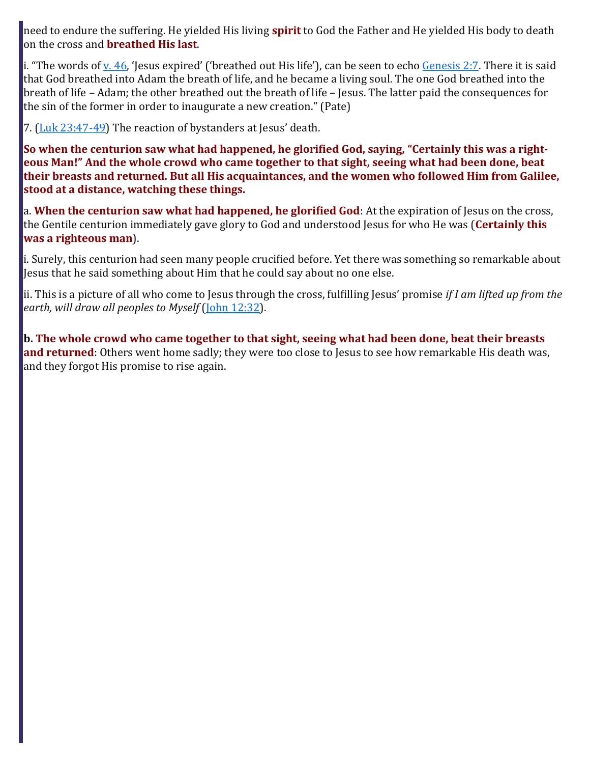need to endure the suffering. He yielded His living **spirit** to God the Father and He yielded His body to death on the cross and **breathed His last**.

i. "The words of v. 46, 'Jesus expired' ('breathed out His life'), can be seen to echo Genesis 2:7. There it is said that God breathed into Adam the breath of life, and he became a living soul. The one God breathed into the breath of life – Adam; the other breathed out the breath of life – Jesus. The latter paid the consequences for the sin of the former in order to inaugurate a new creation." (Pate)

7. (Luk 23:47-49) The reaction of bystanders at Jesus' death.

**So when the centurion saw what had happened, he glorified God, saying, "Certainly this was a righteous Man!" And the whole crowd who came together to that sight, seeing what had been done, beat their breasts and returned. But all His acquaintances, and the women who followed Him from Galilee, stood at a distance, watching these things.**

a. **When the centurion saw what had happened, he glorified God**: At the expiration of Jesus on the cross, the Gentile centurion immediately gave glory to God and understood Jesus for who He was (**Certainly this was a righteous man**).

i. Surely, this centurion had seen many people crucified before. Yet there was something so remarkable about Jesus that he said something about Him that he could say about no one else.

ii. This is a picture of all who come to Jesus through the cross, fulfilling Jesus' promise *if I am lifted up from the earth, will draw all peoples to Myself* (John 12:32).

**b. The whole crowd who came together to that sight, seeing what had been done, beat their breasts and returned**: Others went home sadly; they were too close to Jesus to see how remarkable His death was, and they forgot His promise to rise again.